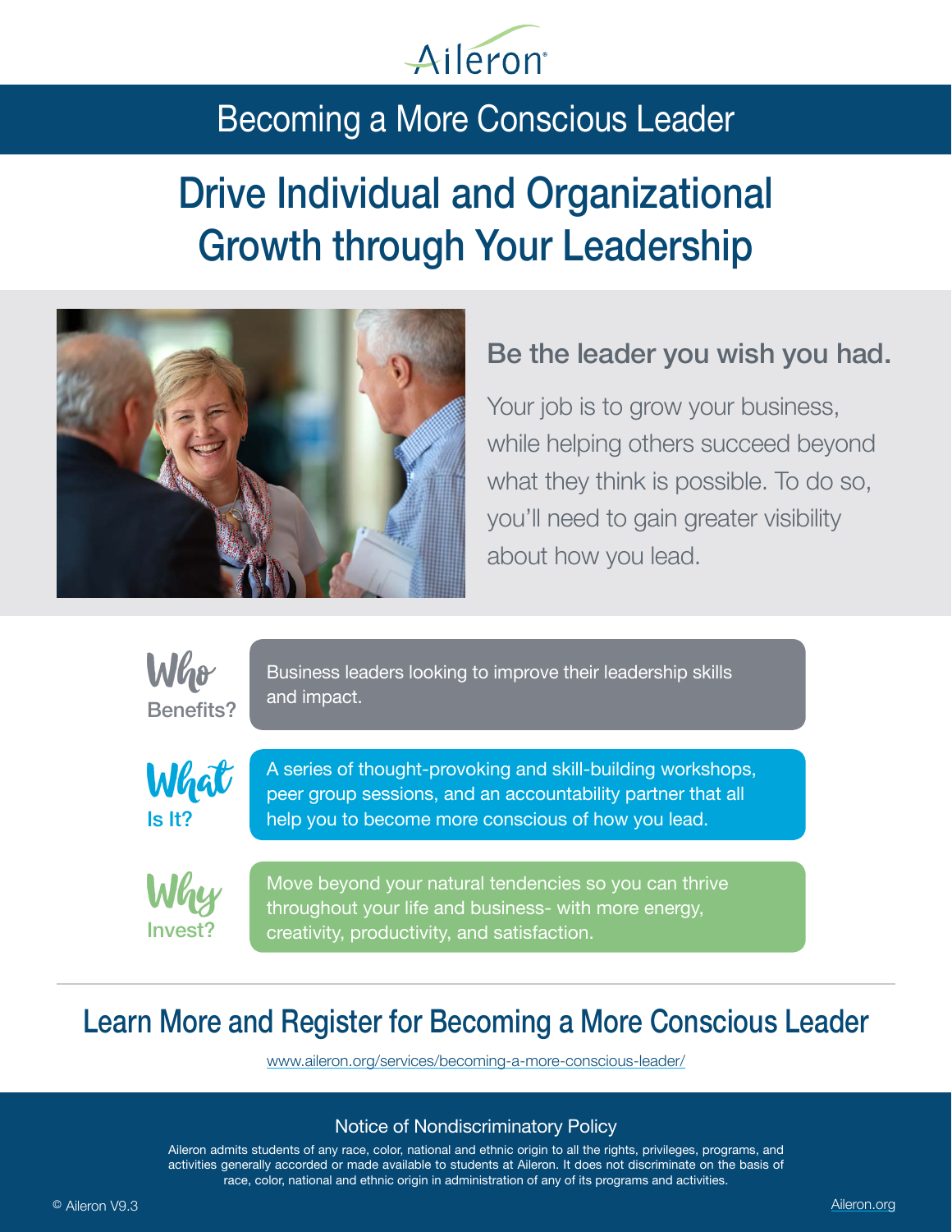Aileron

# Becoming a More Conscious Leader

## Drive Individual and Organizational Growth through Your Leadership

### Be the leader you wish you had.

Your job is to grow your business, while helping others succeed beyond what they think is possible. To do so, you'll need to gain greater visibility about how you lead.

**Who Benefits?**

Business leaders looking to improve their leadership skills and impact.

**What Is It?**

A series of thought-provoking and skill-building workshops, peer group sessions, and an accountability partner that all help you to become more conscious of how you lead.

**Why Invest?**

Move beyond your natural tendencies so you can thrive throughout your life and business- with more energy, creativity, productivity, and satisfaction.

## Learn More and Register for Becoming a More Conscious Leader

www.aileron.org/services/becoming-a-more-conscious-leader/

### Notice of Nondiscriminatory Policy

Aileron admits students of any race, color, national and ethnic origin to all the rights, privileges, programs, and activities generally accorded or made available to students at Aileron. It does not discriminate on the basis of race, color, national and ethnic origin in administration of any of its programs and activities.

© Aileron V9.3

Aileron.org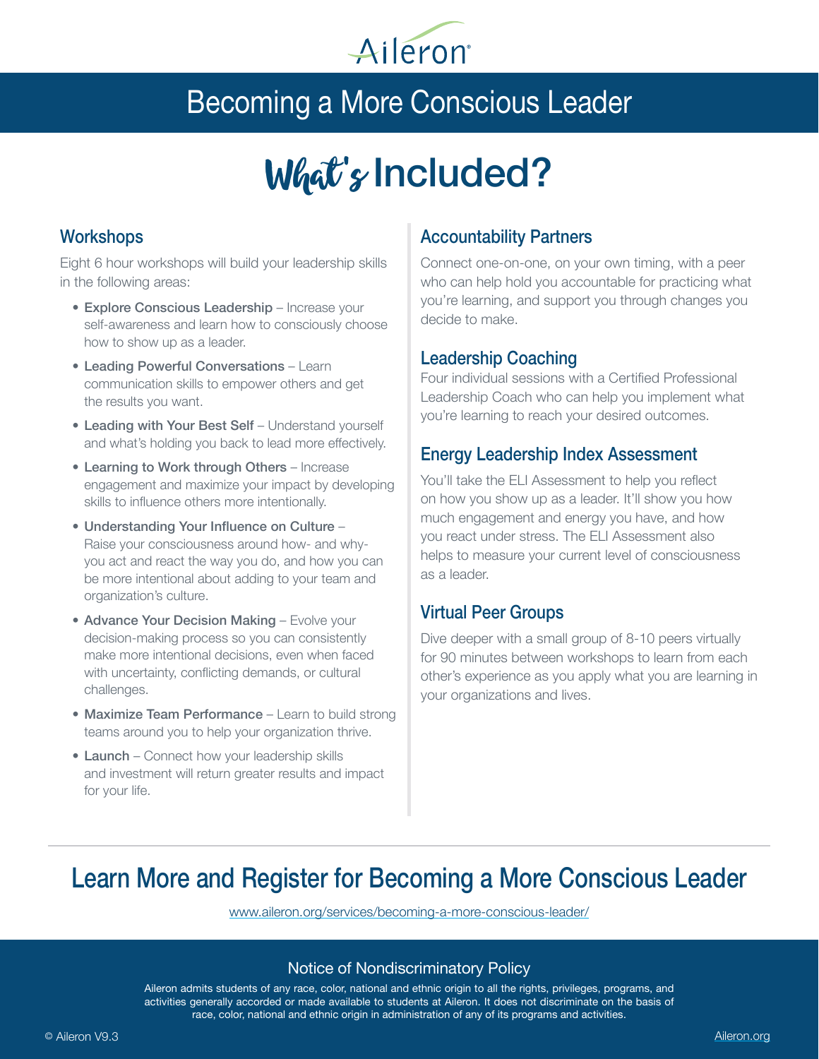Aileron

# Becoming a More Conscious Leader

## What's Included?

### Workshops

Eight 6 hour workshops will build your leadership skills in the following areas:

- **Explore Conscious Leadership** – Increase your self-awareness and learn how to consciously choose how to show up as a leader.
- **Leading Powerful Conversations** – Learn communication skills to empower others and get the results you want.
- **Leading with Your Best Self** – Understand yourself and what's holding you back to lead more effectively.
- **Learning to Work through Others** – Increase engagement and maximize your impact by developing skills to influence others more intentionally.
- **Understanding Your Influence on Culture** – Raise your consciousness around how- and why- you act and react the way you do, and how you can be more intentional about adding to your team and organization's culture.
- **Advance Your Decision Making** – Evolve your decision-making process so you can consistently make more intentional decisions, even when faced with uncertainty, conflicting demands, or cultural challenges.
- **Maximize Team Performance** – Learn to build strong teams around you to help your organization thrive.
- **Launch** – Connect how your leadership skills and investment will return greater results and impact for your life.

### Accountability Partners

Connect one-on-one, on your own timing, with a peer who can help hold you accountable for practicing what you're learning, and support you through changes you decide to make.

### Leadership Coaching

Four individual sessions with a Certified Professional Leadership Coach who can help you implement what you're learning to reach your desired outcomes.

### Energy Leadership Index Assessment

You'll take the ELI Assessment to help you reflect on how you show up as a leader. It'll show you how much engagement and energy you have, and how you react under stress. The ELI Assessment also helps to measure your current level of consciousness as a leader.

### Virtual Peer Groups

Dive deeper with a small group of 8-10 peers virtually for 90 minutes between workshops to learn from each other's experience as you apply what you are learning in your organizations and lives.

## Learn More and Register for Becoming a More Conscious Leader

www.aileron.org/services/becoming-a-more-conscious-leader/

### Notice of Nondiscriminatory Policy

Aileron admits students of any race, color, national and ethnic origin to all the rights, privileges, programs, and activities generally accorded or made available to students at Aileron. It does not discriminate on the basis of race, color, national and ethnic origin in administration of any of its programs and activities.

© Aileron V9.3

Aileron.org